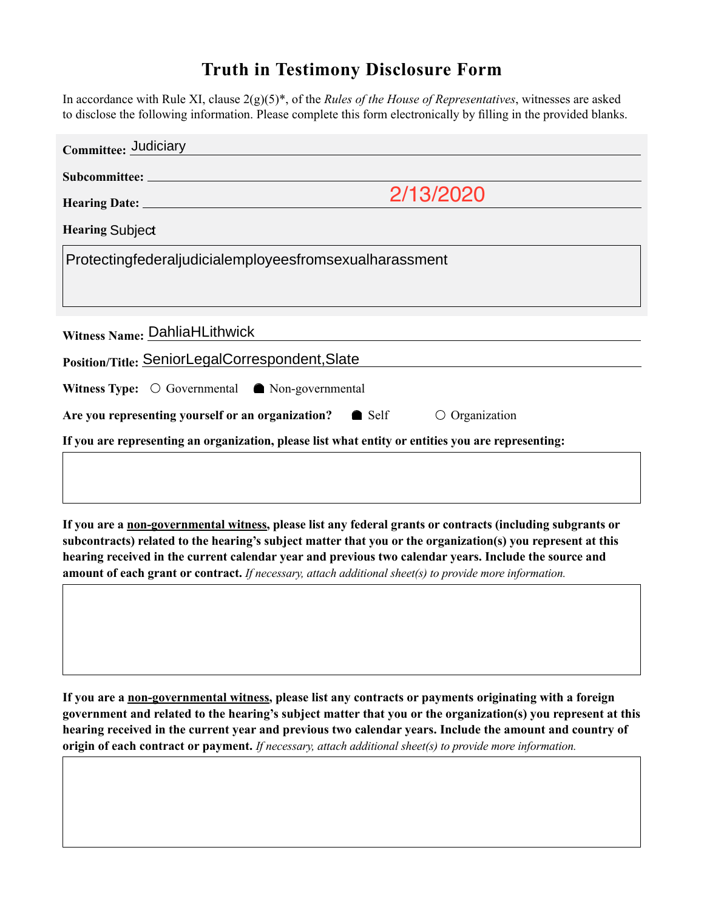# Truth in Testimony Disclosure Form

In accordance with Rule XI, clause 2(g)(5)*, of the *Rules of the House of Representatives*, witnesses are asked to disclose the following information. Please complete this form electronically by filling in the provided blanks.

**Committee:** Judiciary

**Subcommittee:**

**Hearing Date:** 2/13/2020

**Hearing Subject:**

Protectingfederaljudicialemployeesfromsexualharassment

**Witness Name:** DahliaHLithwick

**Position/Title:** SeniorLegalCorrespondent,Slate

**Witness Type:** ○ Governmental ● Non-governmental

**Are you representing yourself or an organization?** ● Self ○ Organization

**If you are representing an organization, please list what entity or entities you are representing:**

**If you are a non-governmental witness, please list any federal grants or contracts (including subgrants or subcontracts) related to the hearing's subject matter that you or the organization(s) you represent at this hearing received in the current calendar year and previous two calendar years. Include the source and amount of each grant or contract.** *If necessary, attach additional sheet(s) to provide more information.*

**If you are a non-governmental witness, please list any contracts or payments originating with a foreign government and related to the hearing's subject matter that you or the organization(s) you represent at this hearing received in the current year and previous two calendar years. Include the amount and country of origin of each contract or payment.** *If necessary, attach additional sheet(s) to provide more information.*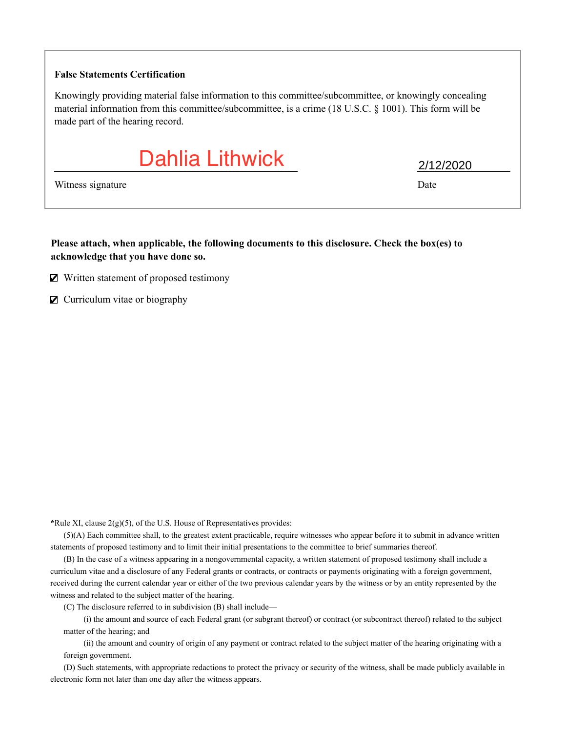**False Statements Certification**

Knowingly providing material false information to this committee/subcommittee, or knowingly concealing material information from this committee/subcommittee, is a crime (18 U.S.C. § 1001). This form will be made part of the hearing record.

Dahlia Lithwick　　　　　　　　　　2/12/2020

Witness signature　　　　　　　　　　Date

**Please attach, when applicable, the following documents to this disclosure. Check the box(es) to acknowledge that you have done so.**

- [x] Written statement of proposed testimony
- [x] Curriculum vitae or biography

**\***Rule XI, clause 2(g)(5), of the U.S. House of Representatives provides:

(5)(A) Each committee shall, to the greatest extent practicable, require witnesses who appear before it to submit in advance written statements of proposed testimony and to limit their initial presentations to the committee to brief summaries thereof.

(B) In the case of a witness appearing in a nongovernmental capacity, a written statement of proposed testimony shall include a curriculum vitae and a disclosure of any Federal grants or contracts, or contracts or payments originating with a foreign government, received during the current calendar year or either of the two previous calendar years by the witness or by an entity represented by the witness and related to the subject matter of the hearing.

(C) The disclosure referred to in subdivision (B) shall include—

(i) the amount and source of each Federal grant (or subgrant thereof) or contract (or subcontract thereof) related to the subject matter of the hearing; and

(ii) the amount and country of origin of any payment or contract related to the subject matter of the hearing originating with a foreign government.

(D) Such statements, with appropriate redactions to protect the privacy or security of the witness, shall be made publicly available in electronic form not later than one day after the witness appears.